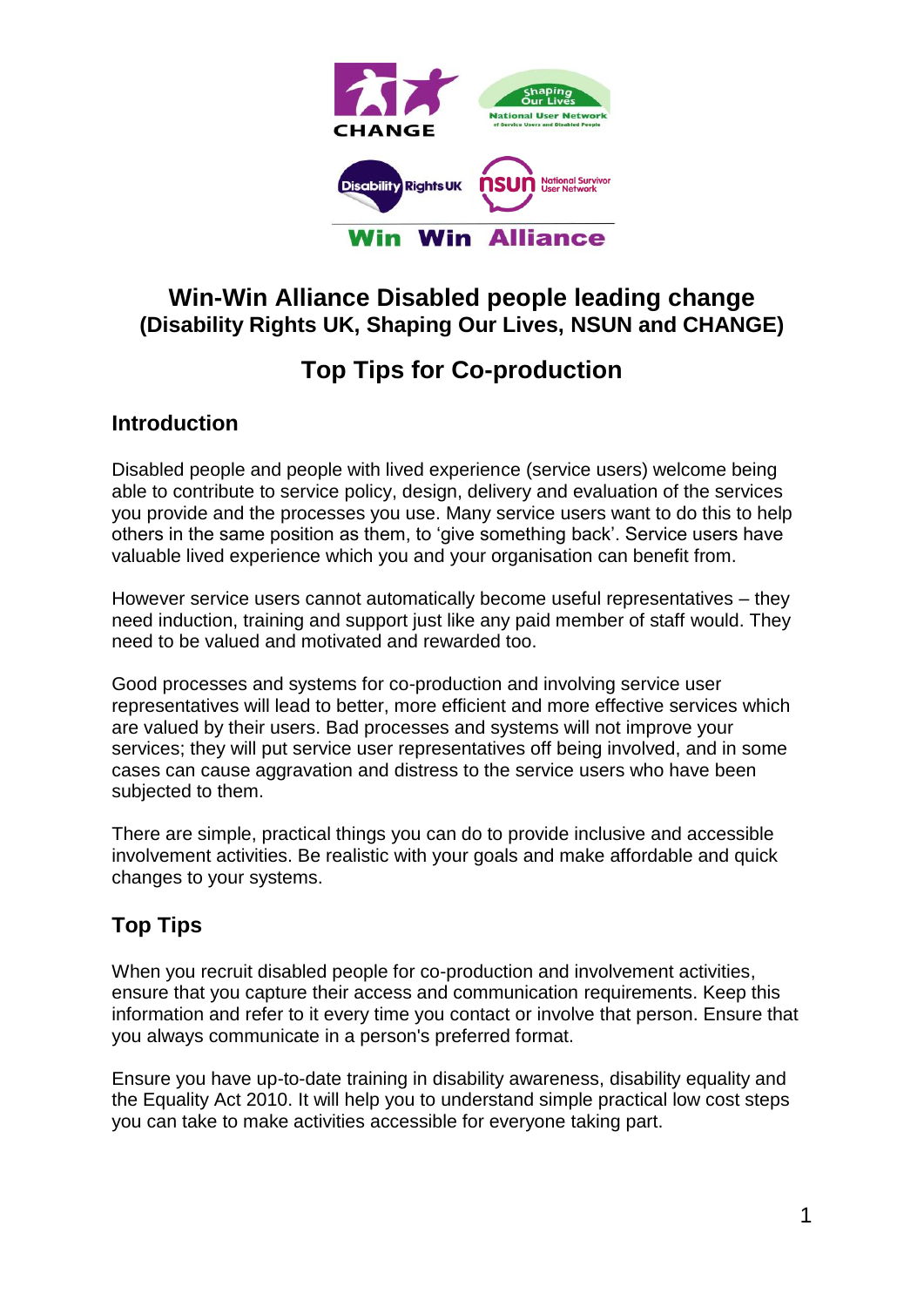# Win-Win Alliance Disabled people leading change

**(Disability Rights UK, Shaping Our Lives, NSUN and CHANGE)**

## Top Tips for Co-production

### Introduction

Disabled people and people with lived experience (service users) welcome being able to contribute to service policy, design, delivery and evaluation of the services you provide and the processes you use. Many service users want to do this to help others in the same position as them, to 'give something back'. Service users have valuable lived experience which you and your organisation can benefit from.

However service users cannot automatically become useful representatives – they need induction, training and support just like any paid member of staff would. They need to be valued and motivated and rewarded too.

Good processes and systems for co-production and involving service user representatives will lead to better, more efficient and more effective services which are valued by their users. Bad processes and systems will not improve your services; they will put service user representatives off being involved, and in some cases can cause aggravation and distress to the service users who have been subjected to them.

There are simple, practical things you can do to provide inclusive and accessible involvement activities. Be realistic with your goals and make affordable and quick changes to your systems.

### Top Tips

When you recruit disabled people for co-production and involvement activities, ensure that you capture their access and communication requirements. Keep this information and refer to it every time you contact or involve that person. Ensure that you always communicate in a person's preferred format.

Ensure you have up-to-date training in disability awareness, disability equality and the Equality Act 2010. It will help you to understand simple practical low cost steps you can take to make activities accessible for everyone taking part.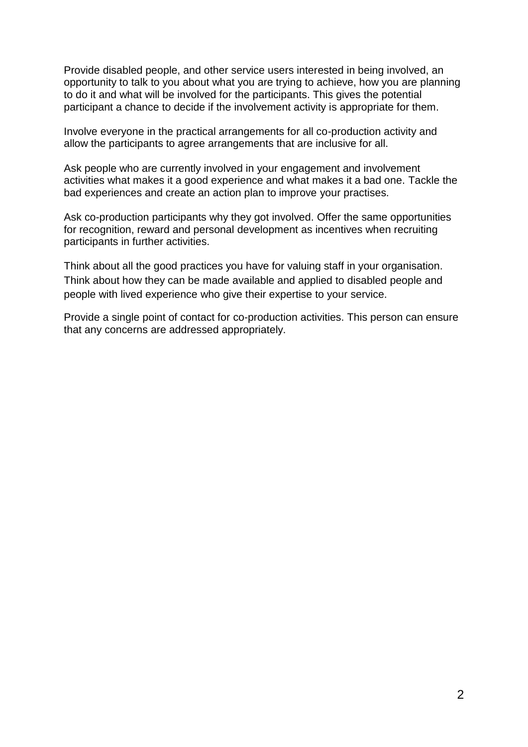Provide disabled people, and other service users interested in being involved, an opportunity to talk to you about what you are trying to achieve, how you are planning to do it and what will be involved for the participants. This gives the potential participant a chance to decide if the involvement activity is appropriate for them.

Involve everyone in the practical arrangements for all co-production activity and allow the participants to agree arrangements that are inclusive for all.

Ask people who are currently involved in your engagement and involvement activities what makes it a good experience and what makes it a bad one. Tackle the bad experiences and create an action plan to improve your practises.

Ask co-production participants why they got involved. Offer the same opportunities for recognition, reward and personal development as incentives when recruiting participants in further activities.

Think about all the good practices you have for valuing staff in your organisation. Think about how they can be made available and applied to disabled people and people with lived experience who give their expertise to your service.

Provide a single point of contact for co-production activities. This person can ensure that any concerns are addressed appropriately.